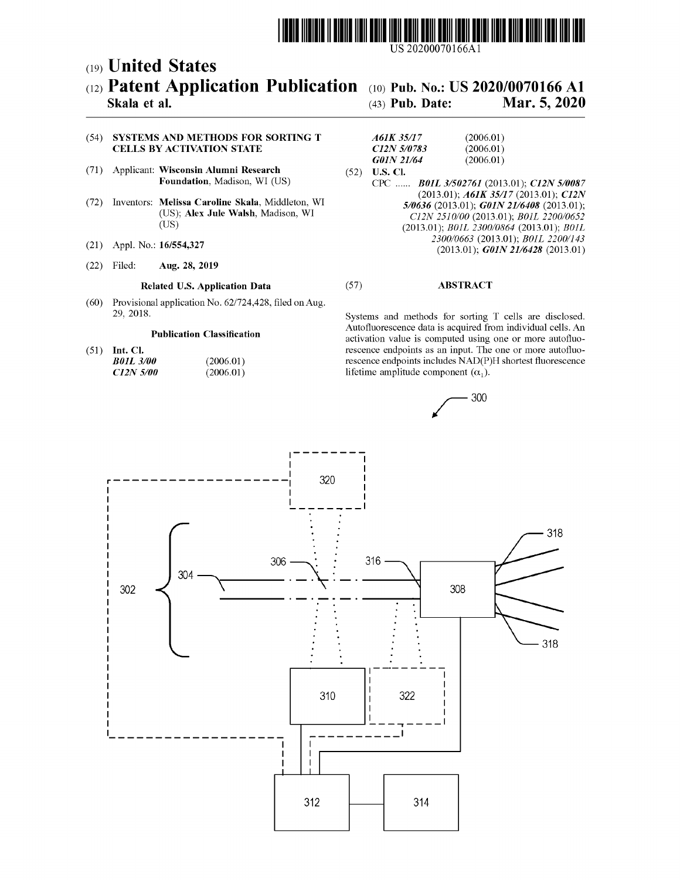US 20200070166A1

# (19) United States

# (12) Patent Application Publication

**Skala et al.**

(10) **Pub. No.: US 2020/0070166 A1**

(43) **Pub. Date: Mar. 5, 2020**

(54) **SYSTEMS AND METHODS FOR SORTING T CELLS BY ACTIVATION STATE**

(71) Applicant: **Wisconsin Alumni Research Foundation**, Madison, WI (US)

(72) Inventors: **Melissa Caroline Skala**, Middleton, WI (US); **Alex Jule Walsh**, Madison, WI (US)

(21) Appl. No.: **16/554,327**

(22) Filed: **Aug. 28, 2019**

**Related U.S. Application Data**

(60) Provisional application No. 62/724,428, filed on Aug. 29, 2018.

**Publication Classification**

(51) **Int. Cl.**

| | |
|---|---|
| *B01L 3/00* | (2006.01) |
| *C12N 5/00* | (2006.01) |
| *A61K 35/17* | (2006.01) |
| *C12N 5/0783* | (2006.01) |
| *G01N 21/64* | (2006.01) |

(52) **U.S. Cl.**

CPC ...... ***B01L 3/502761*** (2013.01); ***C12N 5/0087*** (2013.01); ***A61K 35/17*** (2013.01); ***C12N 5/0636*** (2013.01); ***G01N 21/6408*** (2013.01); *C12N 2510/00* (2013.01); *B01L 2200/0652* (2013.01); *B01L 2300/0864* (2013.01); *B01L 2300/0663* (2013.01); *B01L 2200/143* (2013.01); ***G01N 21/6428*** (2013.01)

(57) **ABSTRACT**

Systems and methods for sorting T cells are disclosed. Autofluorescence data is acquired from individual cells. An activation value is computed using one or more autofluorescence endpoints as an input. The one or more autofluorescence endpoints includes NAD(P)H shortest fluorescence lifetime amplitude component ($\alpha_1$).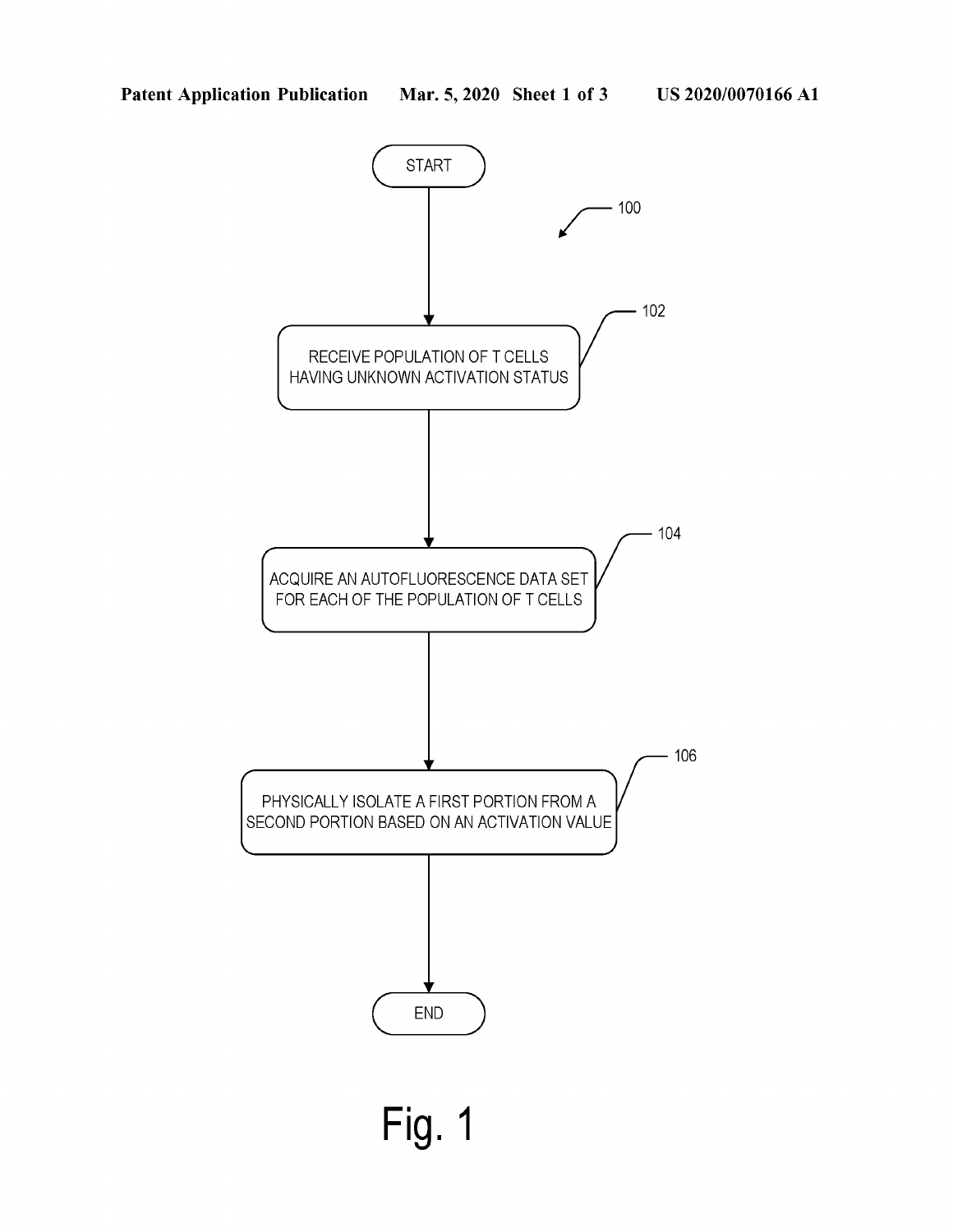START

100

102 RECEIVE POPULATION OF T CELLS HAVING UNKNOWN ACTIVATION STATUS

104 ACQUIRE AN AUTOFLUORESCENCE DATA SET FOR EACH OF THE POPULATION OF T CELLS

106 PHYSICALLY ISOLATE A FIRST PORTION FROM A SECOND PORTION BASED ON AN ACTIVATION VALUE

END

Fig. 1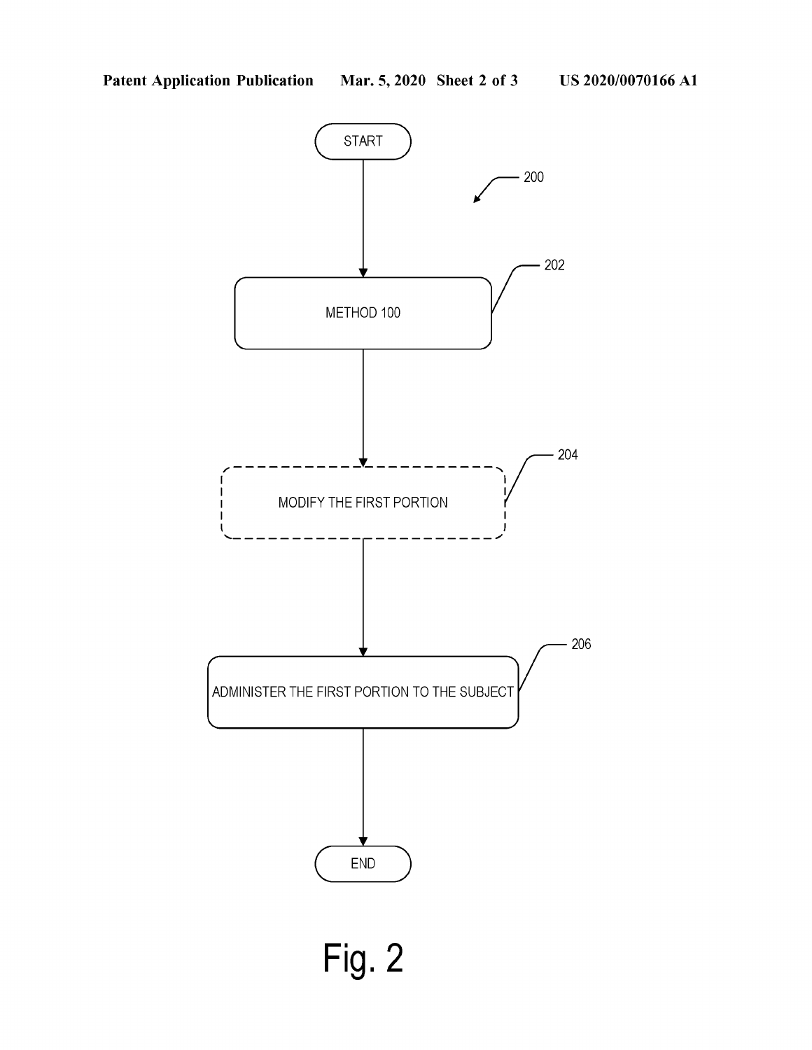START

200

202

METHOD 100

204

MODIFY THE FIRST PORTION

206

ADMINISTER THE FIRST PORTION TO THE SUBJECT

END

Fig. 2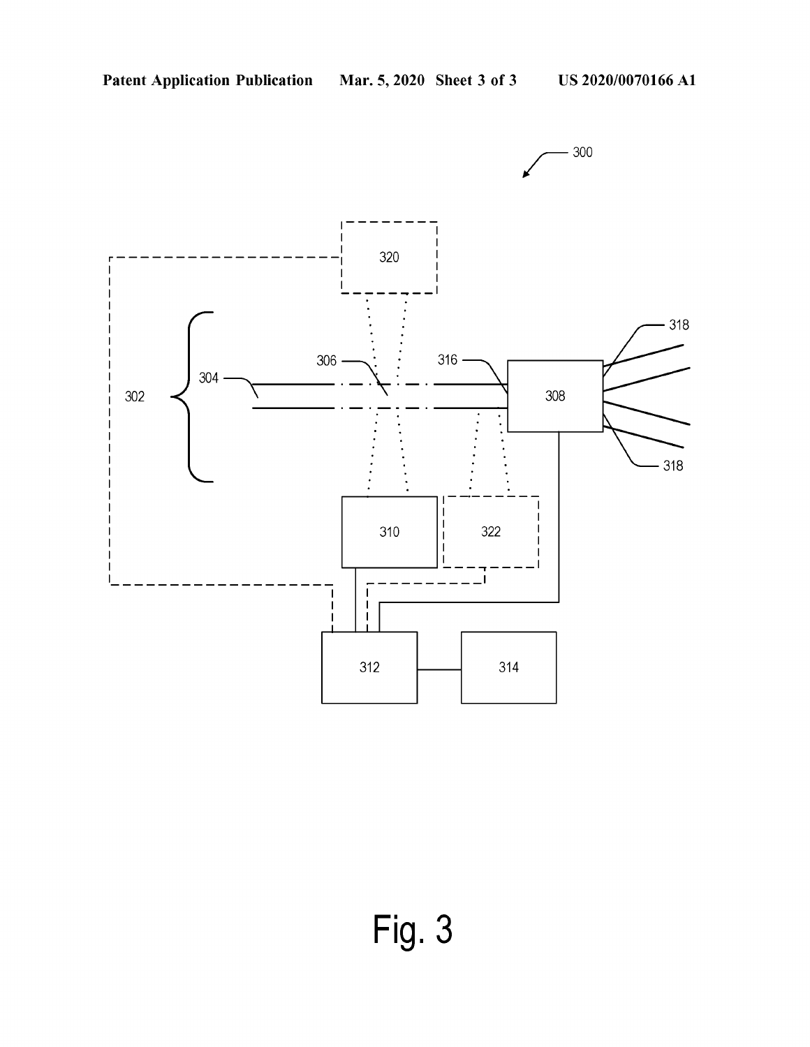Fig. 3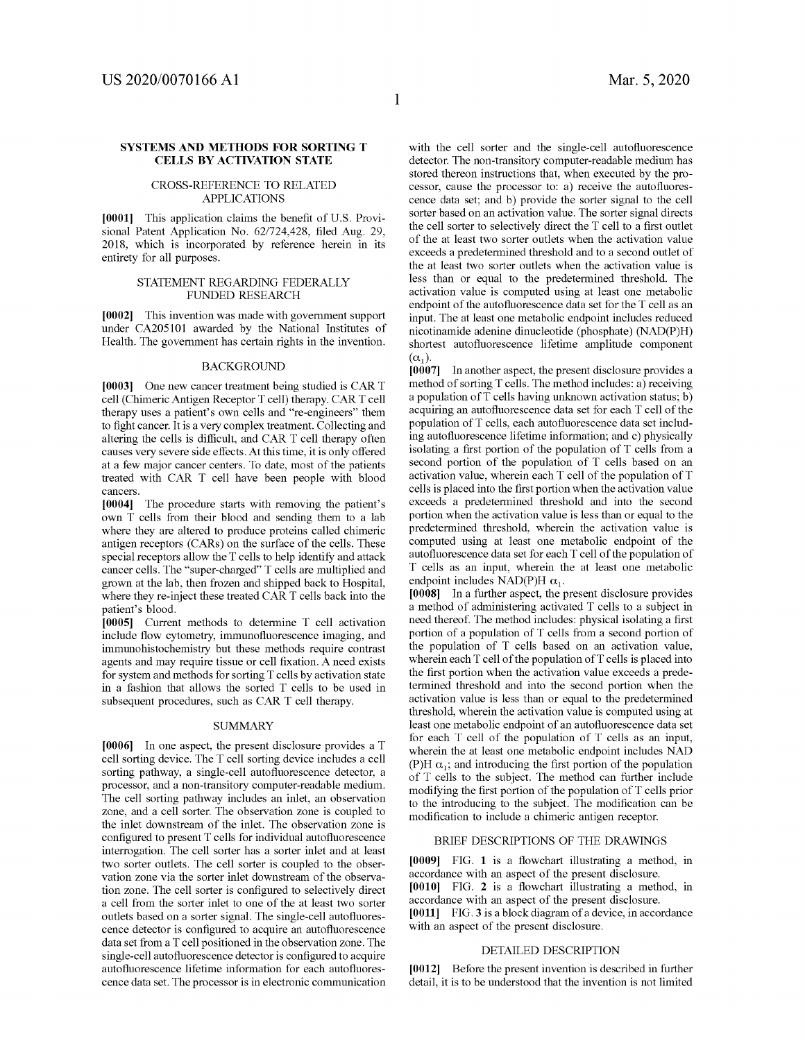# SYSTEMS AND METHODS FOR SORTING T CELLS BY ACTIVATION STATE

## CROSS-REFERENCE TO RELATED APPLICATIONS

**[0001]** This application claims the benefit of U.S. Provisional Patent Application No. 62/724,428, filed Aug. 29, 2018, which is incorporated by reference herein in its entirety for all purposes.

## STATEMENT REGARDING FEDERALLY FUNDED RESEARCH

**[0002]** This invention was made with government support under CA205101 awarded by the National Institutes of Health. The government has certain rights in the invention.

## BACKGROUND

**[0003]** One new cancer treatment being studied is CAR T cell (Chimeric Antigen Receptor T cell) therapy. CAR T cell therapy uses a patient's own cells and "re-engineers" them to fight cancer. It is a very complex treatment. Collecting and altering the cells is difficult, and CAR T cell therapy often causes very severe side effects. At this time, it is only offered at a few major cancer centers. To date, most of the patients treated with CAR T cell have been people with blood cancers.

**[0004]** The procedure starts with removing the patient's own T cells from their blood and sending them to a lab where they are altered to produce proteins called chimeric antigen receptors (CARs) on the surface of the cells. These special receptors allow the T cells to help identify and attack cancer cells. The "super-charged" T cells are multiplied and grown at the lab, then frozen and shipped back to Hospital, where they re-inject these treated CAR T cells back into the patient's blood.

**[0005]** Current methods to determine T cell activation include flow cytometry, immunofluorescence imaging, and immunohistochemistry but these methods require contrast agents and may require tissue or cell fixation. A need exists for system and methods for sorting T cells by activation state in a fashion that allows the sorted T cells to be used in subsequent procedures, such as CAR T cell therapy.

## SUMMARY

**[0006]** In one aspect, the present disclosure provides a T cell sorting device. The T cell sorting device includes a cell sorting pathway, a single-cell autofluorescence detector, a processor, and a non-transitory computer-readable medium. The cell sorting pathway includes an inlet, an observation zone, and a cell sorter. The observation zone is coupled to the inlet downstream of the inlet. The observation zone is configured to present T cells for individual autofluorescence interrogation. The cell sorter has a sorter inlet and at least two sorter outlets. The cell sorter is coupled to the observation zone via the sorter inlet downstream of the observation zone. The cell sorter is configured to selectively direct a cell from the sorter inlet to one of the at least two sorter outlets based on a sorter signal. The single-cell autofluorescence detector is configured to acquire an autofluorescence data set from a T cell positioned in the observation zone. The single-cell autofluorescence detector is configured to acquire autofluorescence lifetime information for each autofluorescence data set. The processor is in electronic communication with the cell sorter and the single-cell autofluorescence detector. The non-transitory computer-readable medium has stored thereon instructions that, when executed by the processor, cause the processor to: a) receive the autofluorescence data set; and b) provide the sorter signal to the cell sorter based on an activation value. The sorter signal directs the cell sorter to selectively direct the T cell to a first outlet of the at least two sorter outlets when the activation value exceeds a predetermined threshold and to a second outlet of the at least two sorter outlets when the activation value is less than or equal to the predetermined threshold. The activation value is computed using at least one metabolic endpoint of the autofluorescence data set for the T cell as an input. The at least one metabolic endpoint includes reduced nicotinamide adenine dinucleotide (phosphate) (NAD(P)H) shortest autofluorescence lifetime amplitude component ($\alpha_1$).

**[0007]** In another aspect, the present disclosure provides a method of sorting T cells. The method includes: a) receiving a population of T cells having unknown activation status; b) acquiring an autofluorescence data set for each T cell of the population of T cells, each autofluorescence data set including autofluorescence lifetime information; and c) physically isolating a first portion of the population of T cells from a second portion of the population of T cells based on an activation value, wherein each T cell of the population of T cells is placed into the first portion when the activation value exceeds a predetermined threshold and into the second portion when the activation value is less than or equal to the predetermined threshold, wherein the activation value is computed using at least one metabolic endpoint of the autofluorescence data set for each T cell of the population of T cells as an input, wherein the at least one metabolic endpoint includes NAD(P)H $\alpha_1$.

**[0008]** In a further aspect, the present disclosure provides a method of administering activated T cells to a subject in need thereof. The method includes: physical isolating a first portion of a population of T cells from a second portion of the population of T cells based on an activation value, wherein each T cell of the population of T cells is placed into the first portion when the activation value exceeds a predetermined threshold and into the second portion when the activation value is less than or equal to the predetermined threshold, wherein the activation value is computed using at least one metabolic endpoint of an autofluorescence data set for each T cell of the population of T cells as an input, wherein the at least one metabolic endpoint includes NAD(P)H $\alpha_1$; and introducing the first portion of the population of T cells to the subject. The method can further include modifying the first portion of the population of T cells prior to the introducing to the subject. The modification can be modification to include a chimeric antigen receptor.

## BRIEF DESCRIPTIONS OF THE DRAWINGS

**[0009]** FIG. 1 is a flowchart illustrating a method, in accordance with an aspect of the present disclosure.

**[0010]** FIG. 2 is a flowchart illustrating a method, in accordance with an aspect of the present disclosure.

**[0011]** FIG. 3 is a block diagram of a device, in accordance with an aspect of the present disclosure.

## DETAILED DESCRIPTION

**[0012]** Before the present invention is described in further detail, it is to be understood that the invention is not limited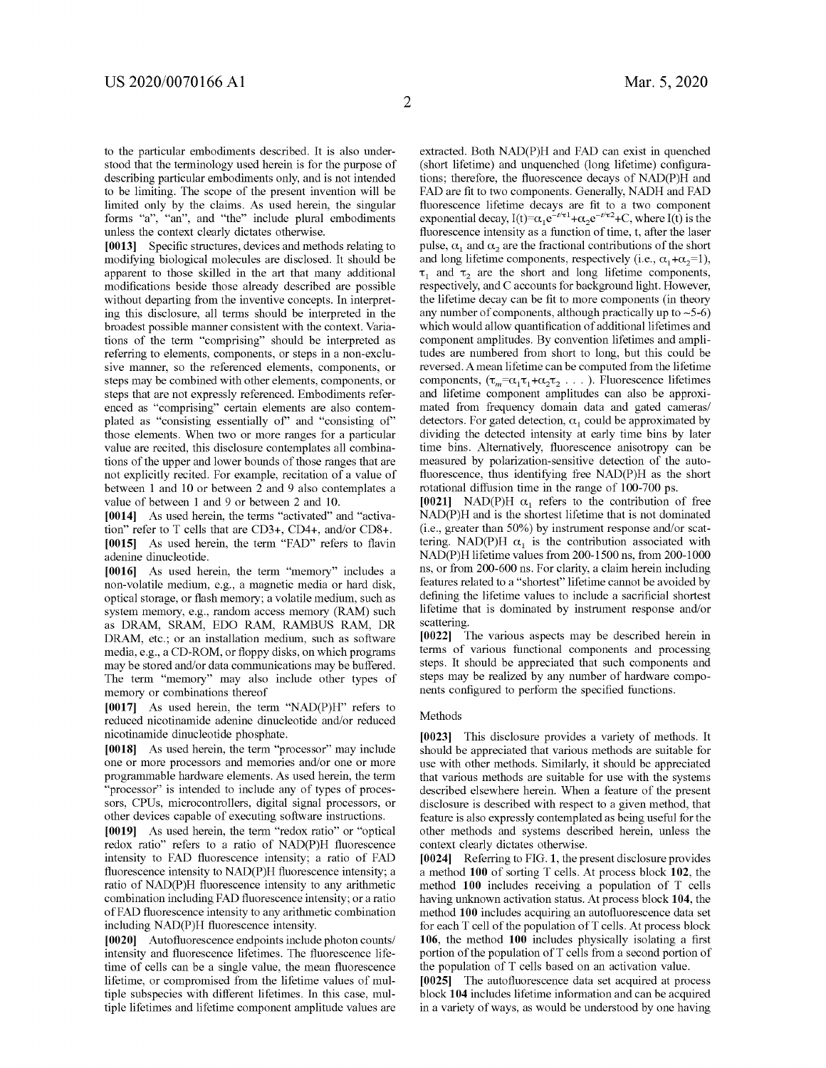to the particular embodiments described. It is also understood that the terminology used herein is for the purpose of describing particular embodiments only, and is not intended to be limiting. The scope of the present invention will be limited only by the claims. As used herein, the singular forms "a", "an", and "the" include plural embodiments unless the context clearly dictates otherwise.

**[0013]** Specific structures, devices and methods relating to modifying biological molecules are disclosed. It should be apparent to those skilled in the art that many additional modifications beside those already described are possible without departing from the inventive concepts. In interpreting this disclosure, all terms should be interpreted in the broadest possible manner consistent with the context. Variations of the term "comprising" should be interpreted as referring to elements, components, or steps in a non-exclusive manner, so the referenced elements, components, or steps may be combined with other elements, components, or steps that are not expressly referenced. Embodiments referenced as "comprising" certain elements are also contemplated as "consisting essentially of" and "consisting of" those elements. When two or more ranges for a particular value are recited, this disclosure contemplates all combinations of the upper and lower bounds of those ranges that are not explicitly recited. For example, recitation of a value of between 1 and 10 or between 2 and 9 also contemplates a value of between 1 and 9 or between 2 and 10.

**[0014]** As used herein, the terms "activated" and "activation" refer to T cells that are CD3+, CD4+, and/or CD8+.

**[0015]** As used herein, the term "FAD" refers to flavin adenine dinucleotide.

**[0016]** As used herein, the term "memory" includes a non-volatile medium, e.g., a magnetic media or hard disk, optical storage, or flash memory; a volatile medium, such as system memory, e.g., random access memory (RAM) such as DRAM, SRAM, EDO RAM, RAMBUS RAM, DR DRAM, etc.; or an installation medium, such as software media, e.g., a CD-ROM, or floppy disks, on which programs may be stored and/or data communications may be buffered. The term "memory" may also include other types of memory or combinations thereof

**[0017]** As used herein, the term "NAD(P)H" refers to reduced nicotinamide adenine dinucleotide and/or reduced nicotinamide dinucleotide phosphate.

**[0018]** As used herein, the term "processor" may include one or more processors and memories and/or one or more programmable hardware elements. As used herein, the term "processor" is intended to include any of types of processors, CPUs, microcontrollers, digital signal processors, or other devices capable of executing software instructions.

**[0019]** As used herein, the term "redox ratio" or "optical redox ratio" refers to a ratio of NAD(P)H fluorescence intensity to FAD fluorescence intensity; a ratio of FAD fluorescence intensity to NAD(P)H fluorescence intensity; a ratio of NAD(P)H fluorescence intensity to any arithmetic combination including FAD fluorescence intensity; or a ratio of FAD fluorescence intensity to any arithmetic combination including NAD(P)H fluorescence intensity.

**[0020]** Autofluorescence endpoints include photon counts/intensity and fluorescence lifetimes. The fluorescence lifetime of cells can be a single value, the mean fluorescence lifetime, or compromised from the lifetime values of multiple subspecies with different lifetimes. In this case, multiple lifetimes and lifetime component amplitude values are extracted. Both NAD(P)H and FAD can exist in quenched (short lifetime) and unquenched (long lifetime) configurations; therefore, the fluorescence decays of NAD(P)H and FAD are fit to two components. Generally, NADH and FAD fluorescence lifetime decays are fit to a two component exponential decay, $I(t)=\alpha_1 e^{-t/\tau_1}+\alpha_2 e^{-t/\tau_2}+C$, where I(t) is the fluorescence intensity as a function of time, t, after the laser pulse, $\alpha_1$ and $\alpha_2$ are the fractional contributions of the short and long lifetime components, respectively (i.e., $\alpha_1+\alpha_2=1$), $\tau_1$ and $\tau_2$ are the short and long lifetime components, respectively, and C accounts for background light. However, the lifetime decay can be fit to more components (in theory any number of components, although practically up to ~5-6) which would allow quantification of additional lifetimes and component amplitudes. By convention lifetimes and amplitudes are numbered from short to long, but this could be reversed. A mean lifetime can be computed from the lifetime components, ($\tau_m=\alpha_1\tau_1+\alpha_2\tau_2$ . . . ). Fluorescence lifetimes and lifetime component amplitudes can also be approximated from frequency domain data and gated cameras/detectors. For gated detection, $\alpha_1$ could be approximated by dividing the detected intensity at early time bins by later time bins. Alternatively, fluorescence anisotropy can be measured by polarization-sensitive detection of the autofluorescence, thus identifying free NAD(P)H as the short rotational diffusion time in the range of 100-700 ps.

**[0021]** NAD(P)H $\alpha_1$ refers to the contribution of free NAD(P)H and is the shortest lifetime that is not dominated (i.e., greater than 50%) by instrument response and/or scattering. NAD(P)H $\alpha_1$ is the contribution associated with NAD(P)H lifetime values from 200-1500 ns, from 200-1000 ns, or from 200-600 ns. For clarity, a claim herein including features related to a "shortest" lifetime cannot be avoided by defining the lifetime values to include a sacrificial shortest lifetime that is dominated by instrument response and/or scattering.

**[0022]** The various aspects may be described herein in terms of various functional components and processing steps. It should be appreciated that such components and steps may be realized by any number of hardware components configured to perform the specified functions.

## Methods

**[0023]** This disclosure provides a variety of methods. It should be appreciated that various methods are suitable for use with other methods. Similarly, it should be appreciated that various methods are suitable for use with the systems described elsewhere herein. When a feature of the present disclosure is described with respect to a given method, that feature is also expressly contemplated as being useful for the other methods and systems described herein, unless the context clearly dictates otherwise.

**[0024]** Referring to FIG. 1, the present disclosure provides a method **100** of sorting T cells. At process block **102**, the method **100** includes receiving a population of T cells having unknown activation status. At process block **104**, the method **100** includes acquiring an autofluorescence data set for each T cell of the population of T cells. At process block **106**, the method **100** includes physically isolating a first portion of the population of T cells from a second portion of the population of T cells based on an activation value.

**[0025]** The autofluorescence data set acquired at process block **104** includes lifetime information and can be acquired in a variety of ways, as would be understood by one having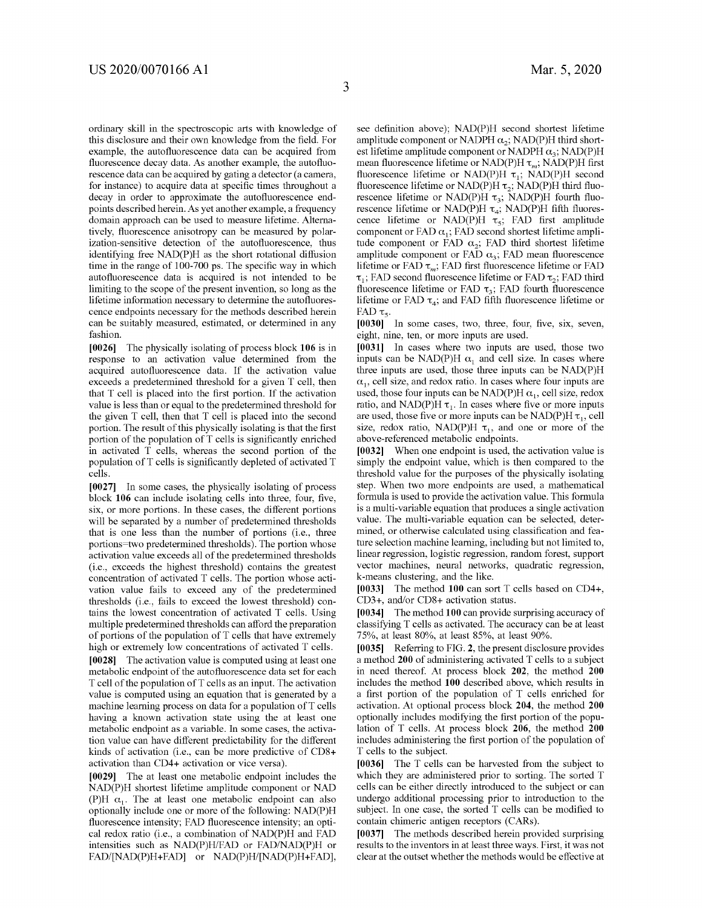ordinary skill in the spectroscopic arts with knowledge of this disclosure and their own knowledge from the field. For example, the autofluorescence data can be acquired from fluorescence decay data. As another example, the autofluorescence data can be acquired by gating a detector (a camera, for instance) to acquire data at specific times throughout a decay in order to approximate the autofluorescence endpoints described herein. As yet another example, a frequency domain approach can be used to measure lifetime. Alternatively, fluorescence anisotropy can be measured by polarization-sensitive detection of the autofluorescence, thus identifying free NAD(P)H as the short rotational diffusion time in the range of 100-700 ps. The specific way in which autofluorescence data is acquired is not intended to be limiting to the scope of the present invention, so long as the lifetime information necessary to determine the autofluorescence endpoints necessary for the methods described herein can be suitably measured, estimated, or determined in any fashion.

**[0026]** The physically isolating of process block **106** is in response to an activation value determined from the acquired autofluorescence data. If the activation value exceeds a predetermined threshold for a given T cell, then that T cell is placed into the first portion. If the activation value is less than or equal to the predetermined threshold for the given T cell, then that T cell is placed into the second portion. The result of this physically isolating is that the first portion of the population of T cells is significantly enriched in activated T cells, whereas the second portion of the population of T cells is significantly depleted of activated T cells.

**[0027]** In some cases, the physically isolating of process block **106** can include isolating cells into three, four, five, six, or more portions. In these cases, the different portions will be separated by a number of predetermined thresholds that is one less than the number of portions (i.e., three portions=two predetermined thresholds). The portion whose activation value exceeds all of the predetermined thresholds (i.e., exceeds the highest threshold) contains the greatest concentration of activated T cells. The portion whose activation value fails to exceed any of the predetermined thresholds (i.e., fails to exceed the lowest threshold) contains the lowest concentration of activated T cells. Using multiple predetermined thresholds can afford the preparation of portions of the population of T cells that have extremely high or extremely low concentrations of activated T cells.

**[0028]** The activation value is computed using at least one metabolic endpoint of the autofluorescence data set for each T cell of the population of T cells as an input. The activation value is computed using an equation that is generated by a machine learning process on data for a population of T cells having a known activation state using the at least one metabolic endpoint as a variable. In some cases, the activation value can have different predictability for the different kinds of activation (i.e., can be more predictive of CD8+ activation than CD4+ activation or vice versa).

**[0029]** The at least one metabolic endpoint includes the NAD(P)H shortest lifetime amplitude component or NAD(P)H $\alpha_1$. The at least one metabolic endpoint can also optionally include one or more of the following: NAD(P)H fluorescence intensity; FAD fluorescence intensity; an optical redox ratio (i.e., a combination of NAD(P)H and FAD intensities such as NAD(P)H/FAD or FAD/NAD(P)H or FAD/[NAD(P)H+FAD] or NAD(P)H/[NAD(P)H+FAD], see definition above); NAD(P)H second shortest lifetime amplitude component or NADPH $\alpha_2$; NAD(P)H third shortest lifetime amplitude component or NADPH $\alpha_3$; NAD(P)H mean fluorescence lifetime or NAD(P)H $\tau_m$; NAD(P)H first fluorescence lifetime or NAD(P)H $\tau_1$; NAD(P)H second fluorescence lifetime or NAD(P)H $\tau_2$; NAD(P)H third fluorescence lifetime or NAD(P)H $\tau_3$; NAD(P)H fourth fluorescence lifetime or NAD(P)H $\tau_4$; NAD(P)H fifth fluorescence lifetime or NAD(P)H $\tau_5$; FAD first amplitude component or FAD $\alpha_1$; FAD second shortest lifetime amplitude component or FAD $\alpha_2$; FAD third shortest lifetime amplitude component or FAD $\alpha_3$; FAD mean fluorescence lifetime or FAD $\tau_m$; FAD first fluorescence lifetime or FAD $\tau_1$; FAD second fluorescence lifetime or FAD $\tau_2$; FAD third fluorescence lifetime or FAD $\tau_3$; FAD fourth fluorescence lifetime or FAD $\tau_4$; and FAD fifth fluorescence lifetime or FAD $\tau_5$.

**[0030]** In some cases, two, three, four, five, six, seven, eight, nine, ten, or more inputs are used.

**[0031]** In cases where two inputs are used, those two inputs can be NAD(P)H $\alpha_1$ and cell size. In cases where three inputs are used, those three inputs can be NAD(P)H $\alpha_1$, cell size, and redox ratio. In cases where four inputs are used, those four inputs can be NAD(P)H $\alpha_1$, cell size, redox ratio, and NAD(P)H $\tau_1$. In cases where five or more inputs are used, those five or more inputs can be NAD(P)H $\tau_1$, cell size, redox ratio, NAD(P)H $\tau_1$, and one or more of the above-referenced metabolic endpoints.

**[0032]** When one endpoint is used, the activation value is simply the endpoint value, which is then compared to the threshold value for the purposes of the physically isolating step. When two more endpoints are used, a mathematical formula is used to provide the activation value. This formula is a multi-variable equation that produces a single activation value. The multi-variable equation can be selected, determined, or otherwise calculated using classification and feature selection machine learning, including but not limited to, linear regression, logistic regression, random forest, support vector machines, neural networks, quadratic regression, k-means clustering, and the like.

**[0033]** The method **100** can sort T cells based on CD4+, CD3+, and/or CD8+ activation status.

**[0034]** The method **100** can provide surprising accuracy of classifying T cells as activated. The accuracy can be at least 75%, at least 80%, at least 85%, at least 90%.

**[0035]** Referring to FIG. **2**, the present disclosure provides a method **200** of administering activated T cells to a subject in need thereof. At process block **202**, the method **200** includes the method **100** described above, which results in a first portion of the population of T cells enriched for activation. At optional process block **204**, the method **200** optionally includes modifying the first portion of the population of T cells. At process block **206**, the method **200** includes administering the first portion of the population of T cells to the subject.

**[0036]** The T cells can be harvested from the subject to which they are administered prior to sorting. The sorted T cells can be either directly introduced to the subject or can undergo additional processing prior to introduction to the subject. In one case, the sorted T cells can be modified to contain chimeric antigen receptors (CARs).

**[0037]** The methods described herein provided surprising results to the inventors in at least three ways. First, it was not clear at the outset whether the methods would be effective at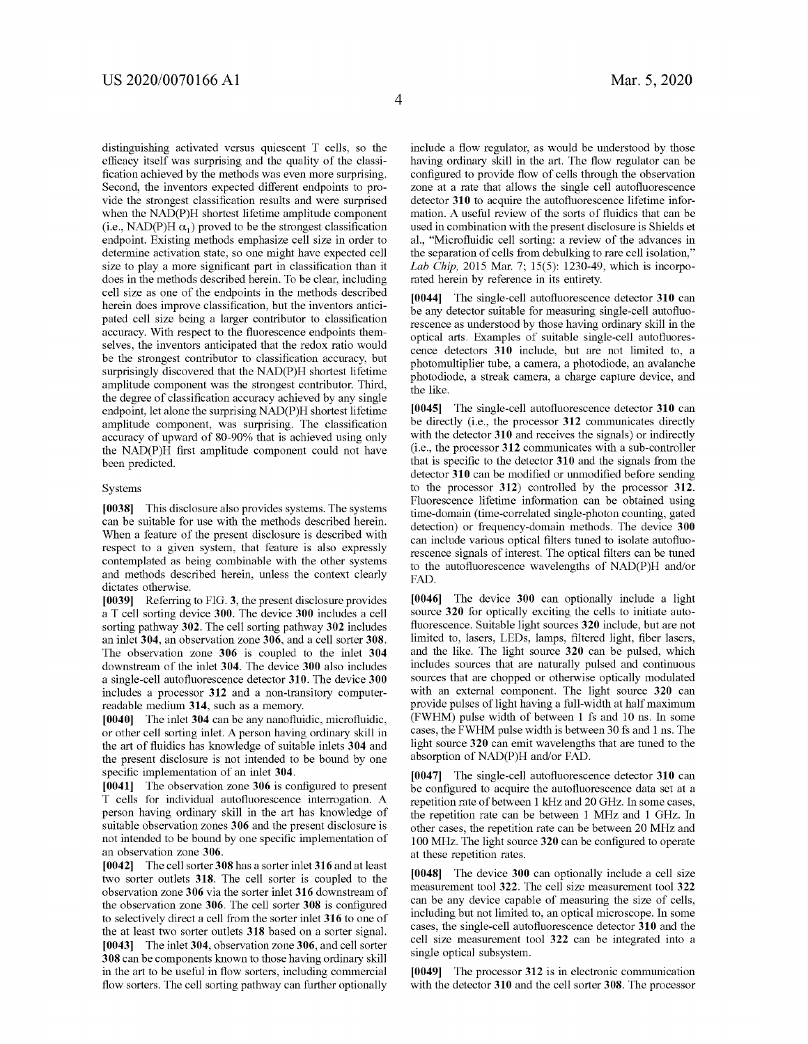distinguishing activated versus quiescent T cells, so the efficacy itself was surprising and the quality of the classification achieved by the methods was even more surprising. Second, the inventors expected different endpoints to provide the strongest classification results and were surprised when the NAD(P)H shortest lifetime amplitude component (i.e., NAD(P)H $\alpha_1$) proved to be the strongest classification endpoint. Existing methods emphasize cell size in order to determine activation state, so one might have expected cell size to play a more significant part in classification than it does in the methods described herein. To be clear, including cell size as one of the endpoints in the methods described herein does improve classification, but the inventors anticipated cell size being a larger contributor to classification accuracy. With respect to the fluorescence endpoints themselves, the inventors anticipated that the redox ratio would be the strongest contributor to classification accuracy, but surprisingly discovered that the NAD(P)H shortest lifetime amplitude component was the strongest contributor. Third, the degree of classification accuracy achieved by any single endpoint, let alone the surprising NAD(P)H shortest lifetime amplitude component, was surprising. The classification accuracy of upward of 80-90% that is achieved using only the NAD(P)H first amplitude component could not have been predicted.

Systems

**[0038]** This disclosure also provides systems. The systems can be suitable for use with the methods described herein. When a feature of the present disclosure is described with respect to a given system, that feature is also expressly contemplated as being combinable with the other systems and methods described herein, unless the context clearly dictates otherwise.

**[0039]** Referring to FIG. **3**, the present disclosure provides a T cell sorting device **300**. The device **300** includes a cell sorting pathway **302**. The cell sorting pathway **302** includes an inlet **304**, an observation zone **306**, and a cell sorter **308**. The observation zone **306** is coupled to the inlet **304** downstream of the inlet **304**. The device **300** also includes a single-cell autofluorescence detector **310**. The device **300** includes a processor **312** and a non-transitory computer-readable medium **314**, such as a memory.

**[0040]** The inlet **304** can be any nanofluidic, microfluidic, or other cell sorting inlet. A person having ordinary skill in the art of fluidics has knowledge of suitable inlets **304** and the present disclosure is not intended to be bound by one specific implementation of an inlet **304**.

**[0041]** The observation zone **306** is configured to present T cells for individual autofluorescence interrogation. A person having ordinary skill in the art has knowledge of suitable observation zones **306** and the present disclosure is not intended to be bound by one specific implementation of an observation zone **306**.

**[0042]** The cell sorter **308** has a sorter inlet **316** and at least two sorter outlets **318**. The cell sorter is coupled to the observation zone **306** via the sorter inlet **316** downstream of the observation zone **306**. The cell sorter **308** is configured to selectively direct a cell from the sorter inlet **316** to one of the at least two sorter outlets **318** based on a sorter signal.

**[0043]** The inlet **304**, observation zone **306**, and cell sorter **308** can be components known to those having ordinary skill in the art to be useful in flow sorters, including commercial flow sorters. The cell sorting pathway can further optionally include a flow regulator, as would be understood by those having ordinary skill in the art. The flow regulator can be configured to provide flow of cells through the observation zone at a rate that allows the single cell autofluorescence detector **310** to acquire the autofluorescence lifetime information. A useful review of the sorts of fluidics that can be used in combination with the present disclosure is Shields et al., "Microfluidic cell sorting: a review of the advances in the separation of cells from debulking to rare cell isolation," *Lab Chip,* 2015 Mar. 7; 15(5): 1230-49, which is incorporated herein by reference in its entirety.

**[0044]** The single-cell autofluorescence detector **310** can be any detector suitable for measuring single-cell autofluorescence as understood by those having ordinary skill in the optical arts. Examples of suitable single-cell autofluorescence detectors **310** include, but are not limited to, a photomultiplier tube, a camera, a photodiode, an avalanche photodiode, a streak camera, a charge capture device, and the like.

**[0045]** The single-cell autofluorescence detector **310** can be directly (i.e., the processor **312** communicates directly with the detector **310** and receives the signals) or indirectly (i.e., the processor **312** communicates with a sub-controller that is specific to the detector **310** and the signals from the detector **310** can be modified or unmodified before sending to the processor **312**) controlled by the processor **312**. Fluorescence lifetime information can be obtained using time-domain (time-correlated single-photon counting, gated detection) or frequency-domain methods. The device **300** can include various optical filters tuned to isolate autofluorescence signals of interest. The optical filters can be tuned to the autofluorescence wavelengths of NAD(P)H and/or FAD.

**[0046]** The device **300** can optionally include a light source **320** for optically exciting the cells to initiate autofluorescence. Suitable light sources **320** include, but are not limited to, lasers, LEDs, lamps, filtered light, fiber lasers, and the like. The light source **320** can be pulsed, which includes sources that are naturally pulsed and continuous sources that are chopped or otherwise optically modulated with an external component. The light source **320** can provide pulses of light having a full-width at half maximum (FWHM) pulse width of between 1 fs and 10 ns. In some cases, the FWHM pulse width is between 30 fs and 1 ns. The light source **320** can emit wavelengths that are tuned to the absorption of NAD(P)H and/or FAD.

**[0047]** The single-cell autofluorescence detector **310** can be configured to acquire the autofluorescence data set at a repetition rate of between 1 kHz and 20 GHz. In some cases, the repetition rate can be between 1 MHz and 1 GHz. In other cases, the repetition rate can be between 20 MHz and 100 MHz. The light source **320** can be configured to operate at these repetition rates.

**[0048]** The device **300** can optionally include a cell size measurement tool **322**. The cell size measurement tool **322** can be any device capable of measuring the size of cells, including but not limited to, an optical microscope. In some cases, the single-cell autofluorescence detector **310** and the cell size measurement tool **322** can be integrated into a single optical subsystem.

**[0049]** The processor **312** is in electronic communication with the detector **310** and the cell sorter **308**. The processor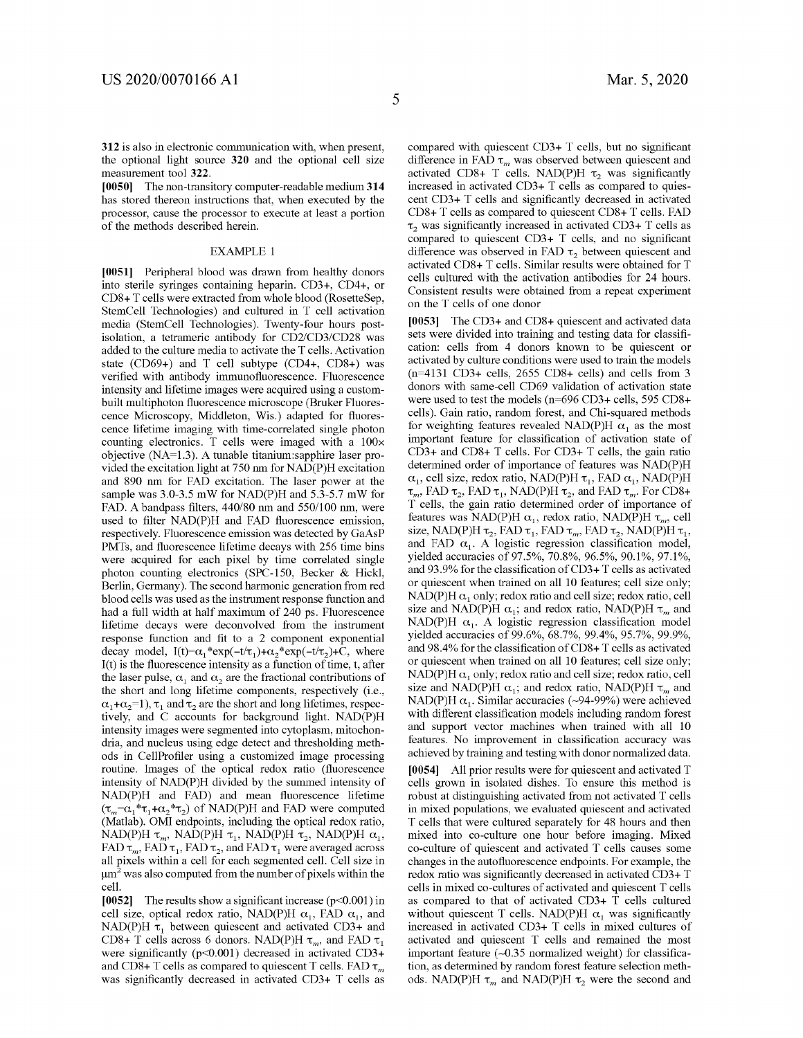312 is also in electronic communication with, when present, the optional light source 320 and the optional cell size measurement tool 322.

[0050] The non-transitory computer-readable medium 314 has stored thereon instructions that, when executed by the processor, cause the processor to execute at least a portion of the methods described herein.

## EXAMPLE 1

[0051] Peripheral blood was drawn from healthy donors into sterile syringes containing heparin. CD3+, CD4+, or CD8+ T cells were extracted from whole blood (RosetteSep, StemCell Technologies) and cultured in T cell activation media (StemCell Technologies). Twenty-four hours post-isolation, a tetrameric antibody for CD2/CD3/CD28 was added to the culture media to activate the T cells. Activation state (CD69+) and T cell subtype (CD4+, CD8+) was verified with antibody immunofluorescence. Fluorescence intensity and lifetime images were acquired using a custom-built multiphoton fluorescence microscope (Bruker Fluorescence Microscopy, Middleton, Wis.) adapted for fluorescence lifetime imaging with time-correlated single photon counting electronics. T cells were imaged with a 100× objective (NA=1.3). A tunable titanium:sapphire laser provided the excitation light at 750 nm for NAD(P)H excitation and 890 nm for FAD excitation. The laser power at the sample was 3.0-3.5 mW for NAD(P)H and 5.3-5.7 mW for FAD. A bandpass filters, 440/80 nm and 550/100 nm, were used to filter NAD(P)H and FAD fluorescence emission, respectively. Fluorescence emission was detected by GaAsP PMTs, and fluorescence lifetime decays with 256 time bins were acquired for each pixel by time correlated single photon counting electronics (SPC-150, Becker & Hickl, Berlin, Germany). The second harmonic generation from red blood cells was used as the instrument response function and had a full width at half maximum of 240 ps. Fluorescence lifetime decays were deconvolved from the instrument response function and fit to a 2 component exponential decay model, $I(t)=\alpha_1*\exp(-t/\tau_1)+\alpha_2*\exp(-t/\tau_2)+C$, where $I(t)$ is the fluorescence intensity as a function of time, t, after the laser pulse, $\alpha_1$ and $\alpha_2$ are the fractional contributions of the short and long lifetime components, respectively (i.e., $\alpha_1+\alpha_2=1$), $\tau_1$ and $\tau_2$ are the short and long lifetimes, respectively, and C accounts for background light. NAD(P)H intensity images were segmented into cytoplasm, mitochondria, and nucleus using edge detect and thresholding methods in CellProfiler using a customized image processing routine. Images of the optical redox ratio (fluorescence intensity of NAD(P)H divided by the summed intensity of NAD(P)H and FAD) and mean fluorescence lifetime ($\tau_m=\alpha_1*\tau_1+\alpha_2*\tau_2$) of NAD(P)H and FAD were computed (Matlab). OMI endpoints, including the optical redox ratio, NAD(P)H $\tau_m$, NAD(P)H $\tau_1$, NAD(P)H $\tau_2$, NAD(P)H $\alpha_1$, FAD $\tau_m$, FAD $\tau_1$, FAD $\tau_2$, and FAD $\tau_1$ were averaged across all pixels within a cell for each segmented cell. Cell size in $\mu m^2$ was also computed from the number of pixels within the cell.

[0052] The results show a significant increase ($p<0.001$) in cell size, optical redox ratio, NAD(P)H $\alpha_1$, FAD $\alpha_1$, and NAD(P)H $\tau_1$ between quiescent and activated CD3+ and CD8+ T cells across 6 donors. NAD(P)H $\tau_m$, and FAD $\tau_1$ were significantly ($p<0.001$) decreased in activated CD3+ and CD8+ T cells as compared to quiescent T cells. FAD $\tau_m$ was significantly decreased in activated CD3+ T cells as compared with quiescent CD3+ T cells, but no significant difference in FAD $\tau_m$ was observed between quiescent and activated CD8+ T cells. NAD(P)H $\tau_2$ was significantly increased in activated CD3+ T cells as compared to quiescent CD3+ T cells and significantly decreased in activated CD8+ T cells as compared to quiescent CD8+ T cells. FAD $\tau_2$ was significantly increased in activated CD3+ T cells as compared to quiescent CD3+ T cells, and no significant difference was observed in FAD $\tau_2$ between quiescent and activated CD8+ T cells. Similar results were obtained for T cells cultured with the activation antibodies for 24 hours. Consistent results were obtained from a repeat experiment on the T cells of one donor

[0053] The CD3+ and CD8+ quiescent and activated data sets were divided into training and testing data for classification: cells from 4 donors known to be quiescent or activated by culture conditions were used to train the models (n=4131 CD3+ cells, 2655 CD8+ cells) and cells from 3 donors with same-cell CD69 validation of activation state were used to test the models (n=696 CD3+ cells, 595 CD8+ cells). Gain ratio, random forest, and Chi-squared methods for weighting features revealed NAD(P)H $\alpha_1$ as the most important feature for classification of activation state of CD3+ and CD8+ T cells. For CD3+ T cells, the gain ratio determined order of importance of features was NAD(P)H $\alpha_1$, cell size, redox ratio, NAD(P)H $\tau_1$, FAD $\alpha_1$, NAD(P)H $\tau_m$, FAD $\tau_2$, FAD $\tau_1$, NAD(P)H $\tau_2$, and FAD $\tau_m$. For CD8+ T cells, the gain ratio determined order of importance of features was NAD(P)H $\alpha_1$, redox ratio, NAD(P)H $\tau_m$, cell size, NAD(P)H $\tau_2$, FAD $\tau_1$, FAD $\tau_m$, FAD $\tau_2$, NAD(P)H $\tau_1$, and FAD $\alpha_1$. A logistic regression classification model, yielded accuracies of 97.5%, 70.8%, 96.5%, 90.1%, 97.1%, and 93.9% for the classification of CD3+ T cells as activated or quiescent when trained on all 10 features; cell size only; NAD(P)H $\alpha_1$ only; redox ratio and cell size; redox ratio, cell size and NAD(P)H $\alpha_1$; and redox ratio, NAD(P)H $\tau_m$ and NAD(P)H $\alpha_1$. A logistic regression classification model yielded accuracies of 99.6%, 68.7%, 99.4%, 95.7%, 99.9%, and 98.4% for the classification of CD8+ T cells as activated or quiescent when trained on all 10 features; cell size only; NAD(P)H $\alpha_1$ only; redox ratio and cell size; redox ratio, cell size and NAD(P)H $\alpha_1$; and redox ratio, NAD(P)H $\tau_m$ and NAD(P)H $\alpha_1$. Similar accuracies (~94-99%) were achieved with different classification models including random forest and support vector machines when trained with all 10 features. No improvement in classification accuracy was achieved by training and testing with donor normalized data.

[0054] All prior results were for quiescent and activated T cells grown in isolated dishes. To ensure this method is robust at distinguishing activated from not activated T cells in mixed populations, we evaluated quiescent and activated T cells that were cultured separately for 48 hours and then mixed into co-culture one hour before imaging. Mixed co-culture of quiescent and activated T cells causes some changes in the autofluorescence endpoints. For example, the redox ratio was significantly decreased in activated CD3+ T cells in mixed co-cultures of activated and quiescent T cells as compared to that of activated CD3+ T cells cultured without quiescent T cells. NAD(P)H $\alpha_1$ was significantly increased in activated CD3+ T cells in mixed cultures of activated and quiescent T cells and remained the most important feature (~0.35 normalized weight) for classification, as determined by random forest feature selection methods. NAD(P)H $\tau_m$ and NAD(P)H $\tau_2$ were the second and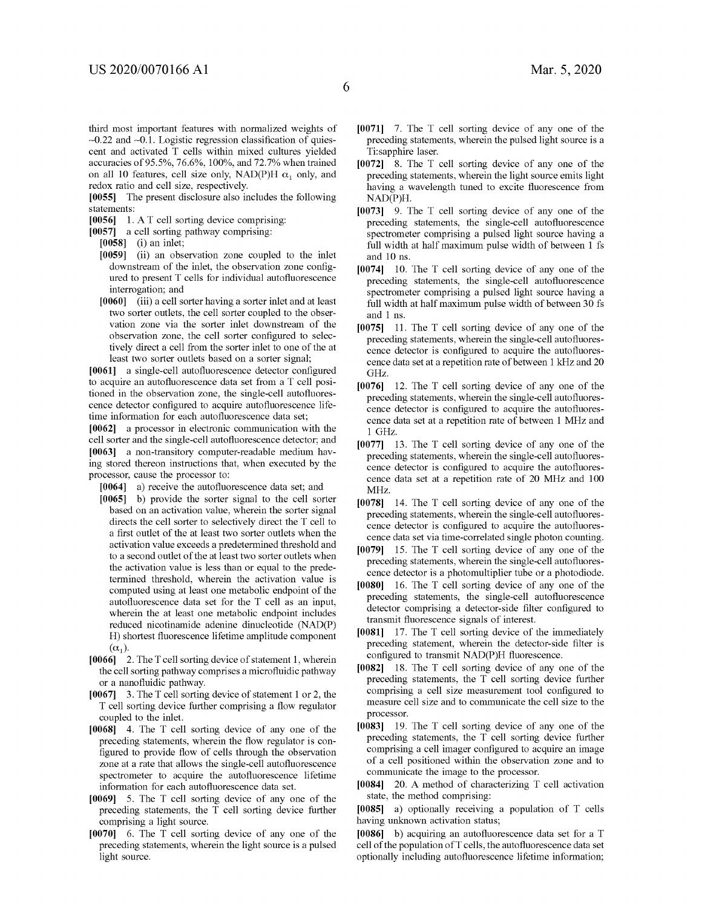third most important features with normalized weights of ~0.22 and ~0.1. Logistic regression classification of quiescent and activated T cells within mixed cultures yielded accuracies of 95.5%, 76.6%, 100%, and 72.7% when trained on all 10 features, cell size only, NAD(P)H $\alpha_1$ only, and redox ratio and cell size, respectively.

[0055] The present disclosure also includes the following statements:

[0056] 1. A T cell sorting device comprising:

[0057] a cell sorting pathway comprising:

[0058] (i) an inlet;

[0059] (ii) an observation zone coupled to the inlet downstream of the inlet, the observation zone configured to present T cells for individual autofluorescence interrogation; and

[0060] (iii) a cell sorter having a sorter inlet and at least two sorter outlets, the cell sorter coupled to the observation zone via the sorter inlet downstream of the observation zone, the cell sorter configured to selectively direct a cell from the sorter inlet to one of the at least two sorter outlets based on a sorter signal;

[0061] a single-cell autofluorescence detector configured to acquire an autofluorescence data set from a T cell positioned in the observation zone, the single-cell autofluorescence detector configured to acquire autofluorescence lifetime information for each autofluorescence data set;

[0062] a processor in electronic communication with the cell sorter and the single-cell autofluorescence detector; and

[0063] a non-transitory computer-readable medium having stored thereon instructions that, when executed by the processor, cause the processor to:

[0064] a) receive the autofluorescence data set; and

[0065] b) provide the sorter signal to the cell sorter based on an activation value, wherein the sorter signal directs the cell sorter to selectively direct the T cell to a first outlet of the at least two sorter outlets when the activation value exceeds a predetermined threshold and to a second outlet of the at least two sorter outlets when the activation value is less than or equal to the predetermined threshold, wherein the activation value is computed using at least one metabolic endpoint of the autofluorescence data set for the T cell as an input, wherein the at least one metabolic endpoint includes reduced nicotinamide adenine dinucleotide (NAD(P)H) shortest fluorescence lifetime amplitude component ($\alpha_1$).

[0066] 2. The T cell sorting device of statement 1, wherein the cell sorting pathway comprises a microfluidic pathway or a nanofluidic pathway.

[0067] 3. The T cell sorting device of statement 1 or 2, the T cell sorting device further comprising a flow regulator coupled to the inlet.

[0068] 4. The T cell sorting device of any one of the preceding statements, wherein the flow regulator is configured to provide flow of cells through the observation zone at a rate that allows the single-cell autofluorescence spectrometer to acquire the autofluorescence lifetime information for each autofluorescence data set.

[0069] 5. The T cell sorting device of any one of the preceding statements, the T cell sorting device further comprising a light source.

[0070] 6. The T cell sorting device of any one of the preceding statements, wherein the light source is a pulsed light source.

[0071] 7. The T cell sorting device of any one of the preceding statements, wherein the pulsed light source is a Ti:sapphire laser.

[0072] 8. The T cell sorting device of any one of the preceding statements, wherein the light source emits light having a wavelength tuned to excite fluorescence from NAD(P)H.

[0073] 9. The T cell sorting device of any one of the preceding statements, the single-cell autofluorescence spectrometer comprising a pulsed light source having a full width at half maximum pulse width of between 1 fs and 10 ns.

[0074] 10. The T cell sorting device of any one of the preceding statements, the single-cell autofluorescence spectrometer comprising a pulsed light source having a full width at half maximum pulse width of between 30 fs and 1 ns.

[0075] 11. The T cell sorting device of any one of the preceding statements, wherein the single-cell autofluorescence detector is configured to acquire the autofluorescence data set at a repetition rate of between 1 kHz and 20 GHz.

[0076] 12. The T cell sorting device of any one of the preceding statements, wherein the single-cell autofluorescence detector is configured to acquire the autofluorescence data set at a repetition rate of between 1 MHz and 1 GHz.

[0077] 13. The T cell sorting device of any one of the preceding statements, wherein the single-cell autofluorescence detector is configured to acquire the autofluorescence data set at a repetition rate of 20 MHz and 100 MHz.

[0078] 14. The T cell sorting device of any one of the preceding statements, wherein the single-cell autofluorescence detector is configured to acquire the autofluorescence data set via time-correlated single photon counting.

[0079] 15. The T cell sorting device of any one of the preceding statements, wherein the single-cell autofluorescence detector is a photomultiplier tube or a photodiode.

[0080] 16. The T cell sorting device of any one of the preceding statements, the single-cell autofluorescence detector comprising a detector-side filter configured to transmit fluorescence signals of interest.

[0081] 17. The T cell sorting device of the immediately preceding statement, wherein the detector-side filter is configured to transmit NAD(P)H fluorescence.

[0082] 18. The T cell sorting device of any one of the preceding statements, the T cell sorting device further comprising a cell size measurement tool configured to measure cell size and to communicate the cell size to the processor.

[0083] 19. The T cell sorting device of any one of the preceding statements, the T cell sorting device further comprising a cell imager configured to acquire an image of a cell positioned within the observation zone and to communicate the image to the processor.

[0084] 20. A method of characterizing T cell activation state, the method comprising:

[0085] a) optionally receiving a population of T cells having unknown activation status;

[0086] b) acquiring an autofluorescence data set for a T cell of the population of T cells, the autofluorescence data set optionally including autofluorescence lifetime information;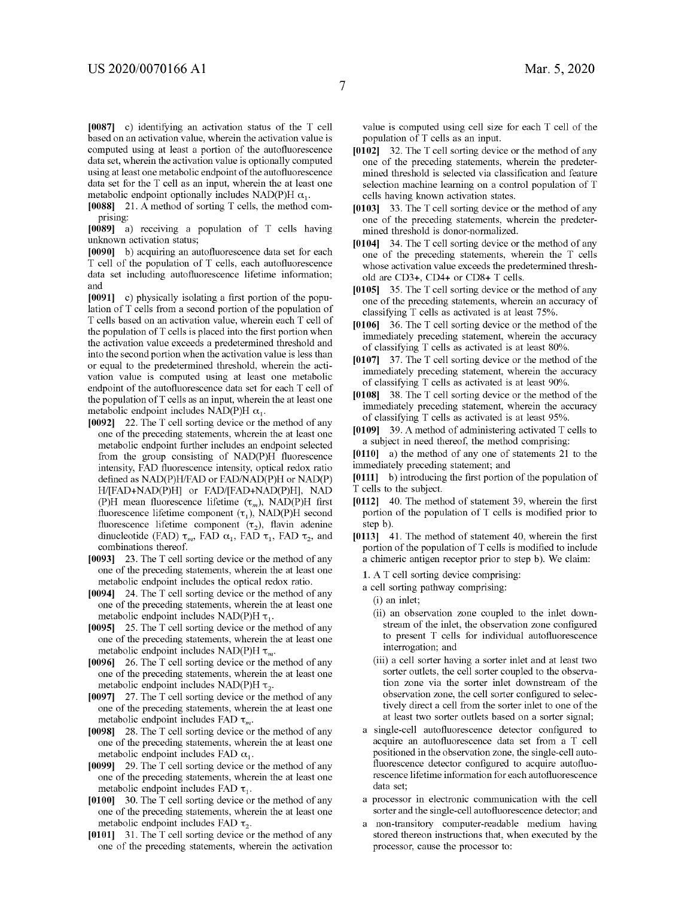[0087] c) identifying an activation status of the T cell based on an activation value, wherein the activation value is computed using at least a portion of the autofluorescence data set, wherein the activation value is optionally computed using at least one metabolic endpoint of the autofluorescence data set for the T cell as an input, wherein the at least one metabolic endpoint optionally includes NAD(P)H $\alpha_1$.

[0088] 21. A method of sorting T cells, the method comprising:

[0089] a) receiving a population of T cells having unknown activation status;

[0090] b) acquiring an autofluorescence data set for each T cell of the population of T cells, each autofluorescence data set including autofluorescence lifetime information; and

[0091] c) physically isolating a first portion of the population of T cells from a second portion of the population of T cells based on an activation value, wherein each T cell of the population of T cells is placed into the first portion when the activation value exceeds a predetermined threshold and into the second portion when the activation value is less than or equal to the predetermined threshold, wherein the activation value is computed using at least one metabolic endpoint of the autofluorescence data set for each T cell of the population of T cells as an input, wherein the at least one metabolic endpoint includes NAD(P)H $\alpha_1$.

[0092] 22. The T cell sorting device or the method of any one of the preceding statements, wherein the at least one metabolic endpoint further includes an endpoint selected from the group consisting of NAD(P)H fluorescence intensity, FAD fluorescence intensity, optical redox ratio defined as NAD(P)H/FAD or FAD/NAD(P)H or NAD(P)H/[FAD+NAD(P)H] or FAD/[FAD+NAD(P)H], NAD(P)H mean fluorescence lifetime ($\tau_m$), NAD(P)H first fluorescence lifetime component ($\tau_1$), NAD(P)H second fluorescence lifetime component ($\tau_2$), flavin adenine dinucleotide (FAD) $\tau_m$, FAD $\alpha_1$, FAD $\tau_1$, FAD $\tau_2$, and combinations thereof.

[0093] 23. The T cell sorting device or the method of any one of the preceding statements, wherein the at least one metabolic endpoint includes the optical redox ratio.

[0094] 24. The T cell sorting device or the method of any one of the preceding statements, wherein the at least one metabolic endpoint includes NAD(P)H $\tau_1$.

[0095] 25. The T cell sorting device or the method of any one of the preceding statements, wherein the at least one metabolic endpoint includes NAD(P)H $\tau_m$.

[0096] 26. The T cell sorting device or the method of any one of the preceding statements, wherein the at least one metabolic endpoint includes NAD(P)H $\tau_2$.

[0097] 27. The T cell sorting device or the method of any one of the preceding statements, wherein the at least one metabolic endpoint includes FAD $\tau_m$.

[0098] 28. The T cell sorting device or the method of any one of the preceding statements, wherein the at least one metabolic endpoint includes FAD $\alpha_1$.

[0099] 29. The T cell sorting device or the method of any one of the preceding statements, wherein the at least one metabolic endpoint includes FAD $\tau_1$.

[0100] 30. The T cell sorting device or the method of any one of the preceding statements, wherein the at least one metabolic endpoint includes FAD $\tau_2$.

[0101] 31. The T cell sorting device or the method of any one of the preceding statements, wherein the activation value is computed using cell size for each T cell of the population of T cells as an input.

[0102] 32. The T cell sorting device or the method of any one of the preceding statements, wherein the predetermined threshold is selected via classification and feature selection machine learning on a control population of T cells having known activation states.

[0103] 33. The T cell sorting device or the method of any one of the preceding statements, wherein the predetermined threshold is donor-normalized.

[0104] 34. The T cell sorting device or the method of any one of the preceding statements, wherein the T cells whose activation value exceeds the predetermined threshold are CD3+, CD4+ or CD8+ T cells.

[0105] 35. The T cell sorting device or the method of any one of the preceding statements, wherein an accuracy of classifying T cells as activated is at least 75%.

[0106] 36. The T cell sorting device or the method of the immediately preceding statement, wherein the accuracy of classifying T cells as activated is at least 80%.

[0107] 37. The T cell sorting device or the method of the immediately preceding statement, wherein the accuracy of classifying T cells as activated is at least 90%.

[0108] 38. The T cell sorting device or the method of the immediately preceding statement, wherein the accuracy of classifying T cells as activated is at least 95%.

[0109] 39. A method of administering activated T cells to a subject in need thereof, the method comprising:

[0110] a) the method of any one of statements 21 to the immediately preceding statement; and

[0111] b) introducing the first portion of the population of T cells to the subject.

[0112] 40. The method of statement 39, wherein the first portion of the population of T cells is modified prior to step b).

[0113] 41. The method of statement 40, wherein the first portion of the population of T cells is modified to include a chimeric antigen receptor prior to step b). We claim:

1. A T cell sorting device comprising:

a cell sorting pathway comprising:

(i) an inlet;

(ii) an observation zone coupled to the inlet downstream of the inlet, the observation zone configured to present T cells for individual autofluorescence interrogation; and

(iii) a cell sorter having a sorter inlet and at least two sorter outlets, the cell sorter coupled to the observation zone via the sorter inlet downstream of the observation zone, the cell sorter configured to selectively direct a cell from the sorter inlet to one of the at least two sorter outlets based on a sorter signal;

a single-cell autofluorescence detector configured to acquire an autofluorescence data set from a T cell positioned in the observation zone, the single-cell autofluorescence detector configured to acquire autofluorescence lifetime information for each autofluorescence data set;

a processor in electronic communication with the cell sorter and the single-cell autofluorescence detector; and

a non-transitory computer-readable medium having stored thereon instructions that, when executed by the processor, cause the processor to: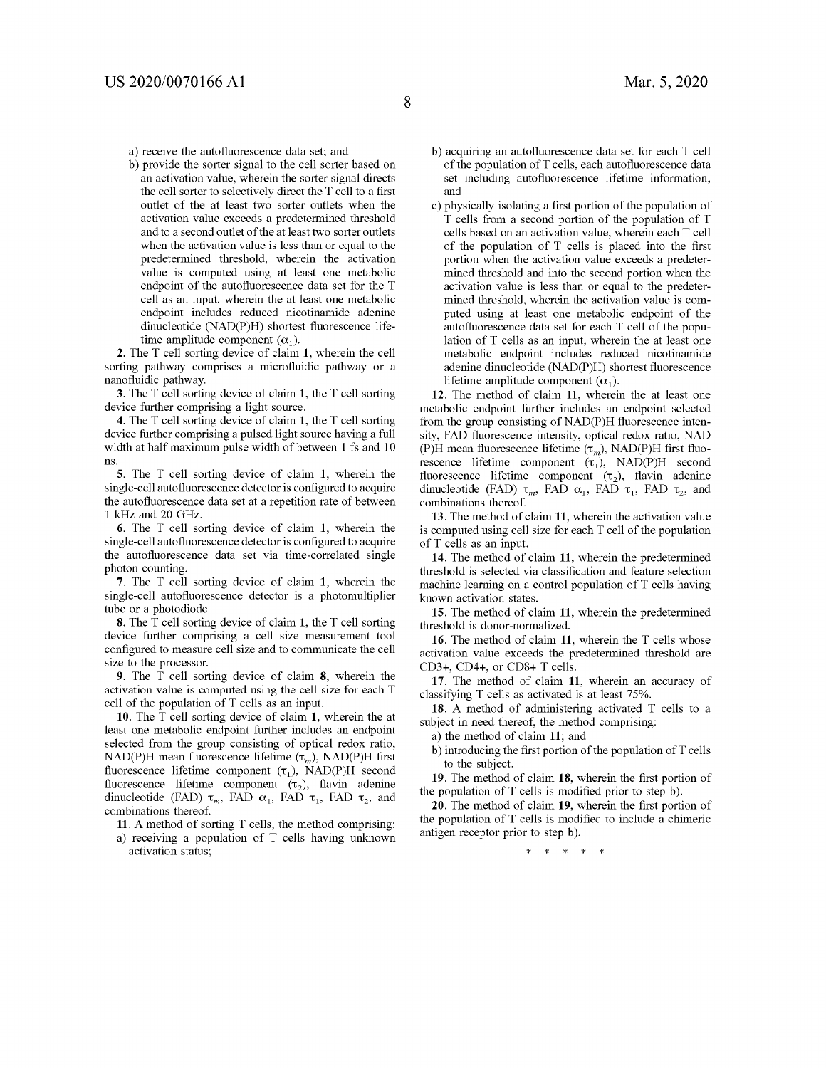a) receive the autofluorescence data set; and

b) provide the sorter signal to the cell sorter based on an activation value, wherein the sorter signal directs the cell sorter to selectively direct the T cell to a first outlet of the at least two sorter outlets when the activation value exceeds a predetermined threshold and to a second outlet of the at least two sorter outlets when the activation value is less than or equal to the predetermined threshold, wherein the activation value is computed using at least one metabolic endpoint of the autofluorescence data set for the T cell as an input, wherein the at least one metabolic endpoint includes reduced nicotinamide adenine dinucleotide (NAD(P)H) shortest fluorescence lifetime amplitude component ($\alpha_1$).

2. The T cell sorting device of claim 1, wherein the cell sorting pathway comprises a microfluidic pathway or a nanofluidic pathway.

3. The T cell sorting device of claim 1, the T cell sorting device further comprising a light source.

4. The T cell sorting device of claim 1, the T cell sorting device further comprising a pulsed light source having a full width at half maximum pulse width of between 1 fs and 10 ns.

5. The T cell sorting device of claim 1, wherein the single-cell autofluorescence detector is configured to acquire the autofluorescence data set at a repetition rate of between 1 kHz and 20 GHz.

6. The T cell sorting device of claim 1, wherein the single-cell autofluorescence detector is configured to acquire the autofluorescence data set via time-correlated single photon counting.

7. The T cell sorting device of claim 1, wherein the single-cell autofluorescence detector is a photomultiplier tube or a photodiode.

8. The T cell sorting device of claim 1, the T cell sorting device further comprising a cell size measurement tool configured to measure cell size and to communicate the cell size to the processor.

9. The T cell sorting device of claim 8, wherein the activation value is computed using the cell size for each T cell of the population of T cells as an input.

10. The T cell sorting device of claim 1, wherein the at least one metabolic endpoint further includes an endpoint selected from the group consisting of optical redox ratio, NAD(P)H mean fluorescence lifetime ($\tau_m$), NAD(P)H first fluorescence lifetime component ($\tau_1$), NAD(P)H second fluorescence lifetime component ($\tau_2$), flavin adenine dinucleotide (FAD) $\tau_m$, FAD $\alpha_1$, FAD $\tau_1$, FAD $\tau_2$, and combinations thereof.

11. A method of sorting T cells, the method comprising:

a) receiving a population of T cells having unknown activation status;

b) acquiring an autofluorescence data set for each T cell of the population of T cells, each autofluorescence data set including autofluorescence lifetime information; and

c) physically isolating a first portion of the population of T cells from a second portion of the population of T cells based on an activation value, wherein each T cell of the population of T cells is placed into the first portion when the activation value exceeds a predetermined threshold and into the second portion when the activation value is less than or equal to the predetermined threshold, wherein the activation value is computed using at least one metabolic endpoint of the autofluorescence data set for each T cell of the population of T cells as an input, wherein the at least one metabolic endpoint includes reduced nicotinamide adenine dinucleotide (NAD(P)H) shortest fluorescence lifetime amplitude component ($\alpha_1$).

12. The method of claim 11, wherein the at least one metabolic endpoint further includes an endpoint selected from the group consisting of NAD(P)H fluorescence intensity, FAD fluorescence intensity, optical redox ratio, NAD(P)H mean fluorescence lifetime ($\tau_m$), NAD(P)H first fluorescence lifetime component ($\tau_1$), NAD(P)H second fluorescence lifetime component ($\tau_2$), flavin adenine dinucleotide (FAD) $\tau_m$, FAD $\alpha_1$, FAD $\tau_1$, FAD $\tau_2$, and combinations thereof.

13. The method of claim 11, wherein the activation value is computed using cell size for each T cell of the population of T cells as an input.

14. The method of claim 11, wherein the predetermined threshold is selected via classification and feature selection machine learning on a control population of T cells having known activation states.

15. The method of claim 11, wherein the predetermined threshold is donor-normalized.

16. The method of claim 11, wherein the T cells whose activation value exceeds the predetermined threshold are CD3+, CD4+, or CD8+ T cells.

17. The method of claim 11, wherein an accuracy of classifying T cells as activated is at least 75%.

18. A method of administering activated T cells to a subject in need thereof, the method comprising:

a) the method of claim 11; and

b) introducing the first portion of the population of T cells to the subject.

19. The method of claim 18, wherein the first portion of the population of T cells is modified prior to step b).

20. The method of claim 19, wherein the first portion of the population of T cells is modified to include a chimeric antigen receptor prior to step b).

* * * * *